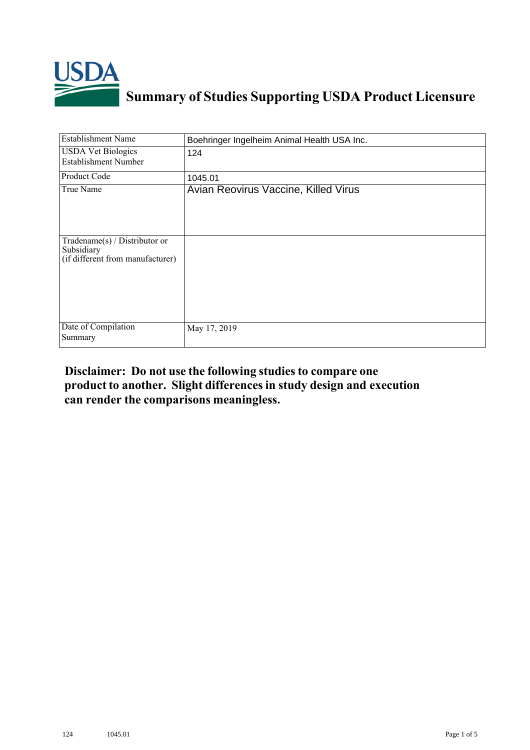# Summary of Studies Supporting USDA Product Licensure

| Establishment Name | Boehringer Ingelheim Animal Health USA Inc. |
|---|---|
| USDA Vet Biologics Establishment Number | 124 |
| Product Code | 1045.01 |
| True Name | Avian Reovirus Vaccine, Killed Virus |
| Tradename(s) / Distributor or Subsidiary (if different from manufacturer) | |
| Date of Compilation Summary | May 17, 2019 |

**Disclaimer: Do not use the following studies to compare one product to another. Slight differences in study design and execution can render the comparisons meaningless.**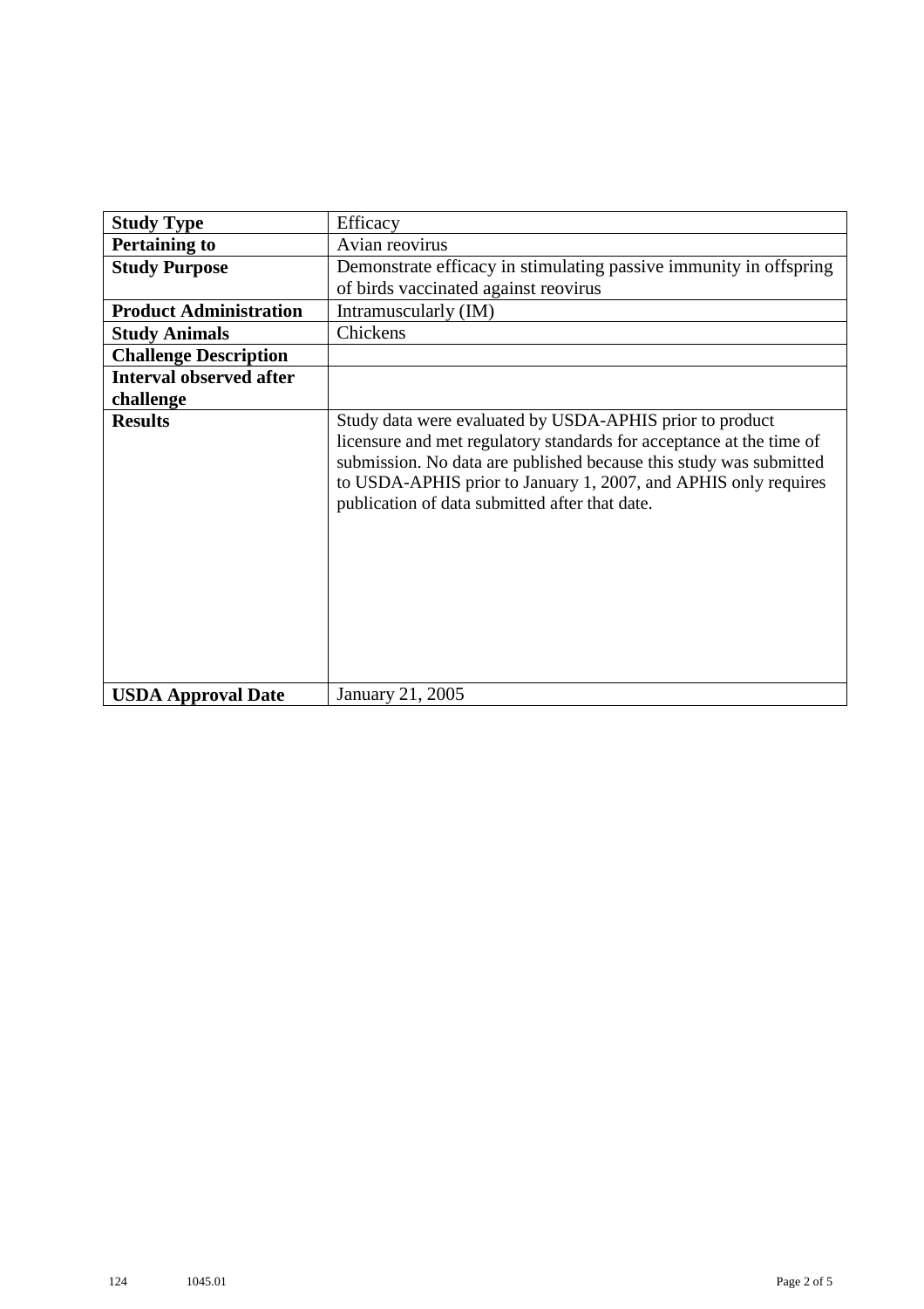| Study Type | Efficacy |
|---|---|
| Pertaining to | Avian reovirus |
| Study Purpose | Demonstrate efficacy in stimulating passive immunity in offspring of birds vaccinated against reovirus |
| Product Administration | Intramuscularly (IM) |
| Study Animals | Chickens |
| Challenge Description | |
| Interval observed after challenge | |
| Results | Study data were evaluated by USDA-APHIS prior to product licensure and met regulatory standards for acceptance at the time of submission. No data are published because this study was submitted to USDA-APHIS prior to January 1, 2007, and APHIS only requires publication of data submitted after that date. |
| USDA Approval Date | January 21, 2005 |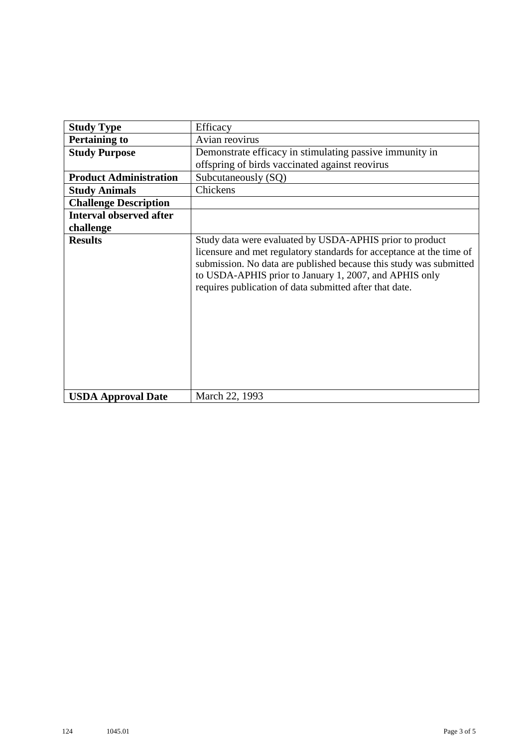| **Study Type** | Efficacy |
|---|---|
| **Pertaining to** | Avian reovirus |
| **Study Purpose** | Demonstrate efficacy in stimulating passive immunity in offspring of birds vaccinated against reovirus |
| **Product Administration** | Subcutaneously (SQ) |
| **Study Animals** | Chickens |
| **Challenge Description** | |
| **Interval observed after challenge** | |
| **Results** | Study data were evaluated by USDA-APHIS prior to product licensure and met regulatory standards for acceptance at the time of submission. No data are published because this study was submitted to USDA-APHIS prior to January 1, 2007, and APHIS only requires publication of data submitted after that date. |
| **USDA Approval Date** | March 22, 1993 |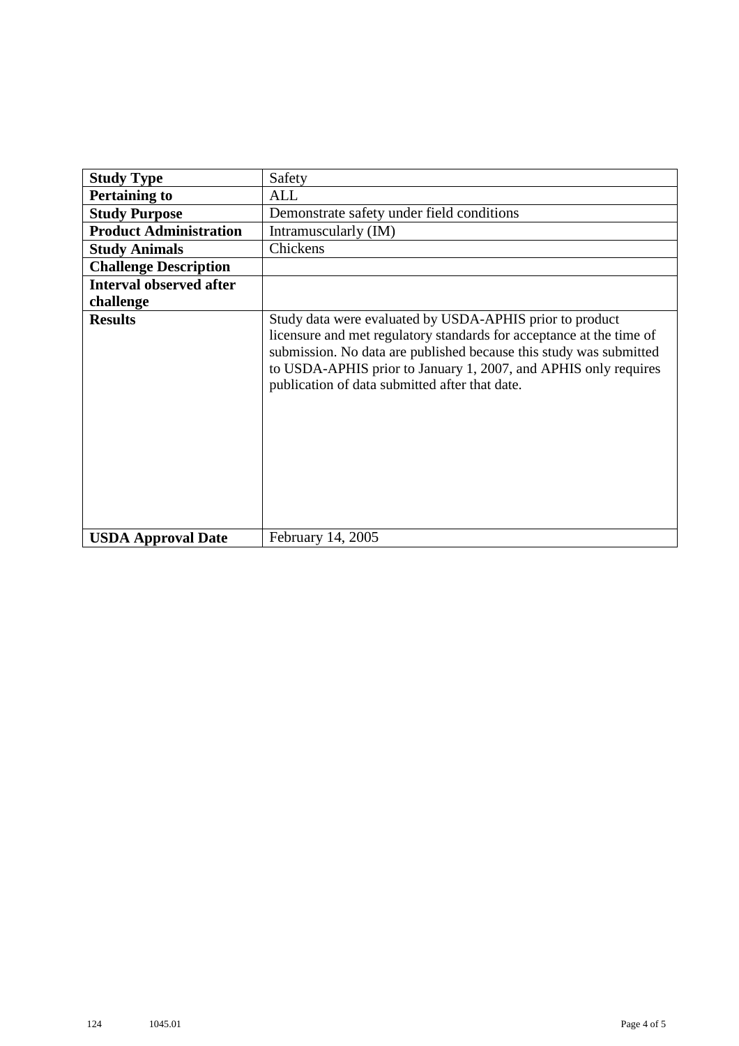| **Study Type** | Safety |
|---|---|
| **Pertaining to** | ALL |
| **Study Purpose** | Demonstrate safety under field conditions |
| **Product Administration** | Intramuscularly (IM) |
| **Study Animals** | Chickens |
| **Challenge Description** | |
| **Interval observed after challenge** | |
| **Results** | Study data were evaluated by USDA-APHIS prior to product licensure and met regulatory standards for acceptance at the time of submission. No data are published because this study was submitted to USDA-APHIS prior to January 1, 2007, and APHIS only requires publication of data submitted after that date. |
| **USDA Approval Date** | February 14, 2005 |

124 1045.01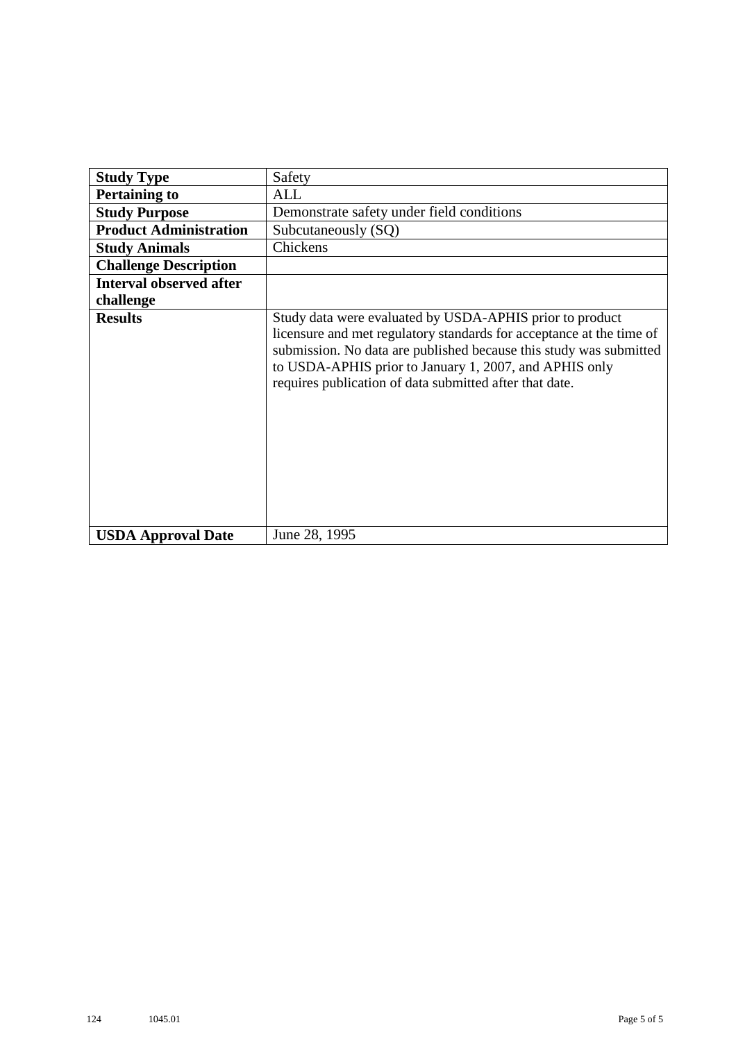| | |
|---|---|
| **Study Type** | Safety |
| **Pertaining to** | ALL |
| **Study Purpose** | Demonstrate safety under field conditions |
| **Product Administration** | Subcutaneously (SQ) |
| **Study Animals** | Chickens |
| **Challenge Description** | |
| **Interval observed after challenge** | |
| **Results** | Study data were evaluated by USDA-APHIS prior to product licensure and met regulatory standards for acceptance at the time of submission. No data are published because this study was submitted to USDA-APHIS prior to January 1, 2007, and APHIS only requires publication of data submitted after that date. |
| **USDA Approval Date** | June 28, 1995 |

124 1045.01